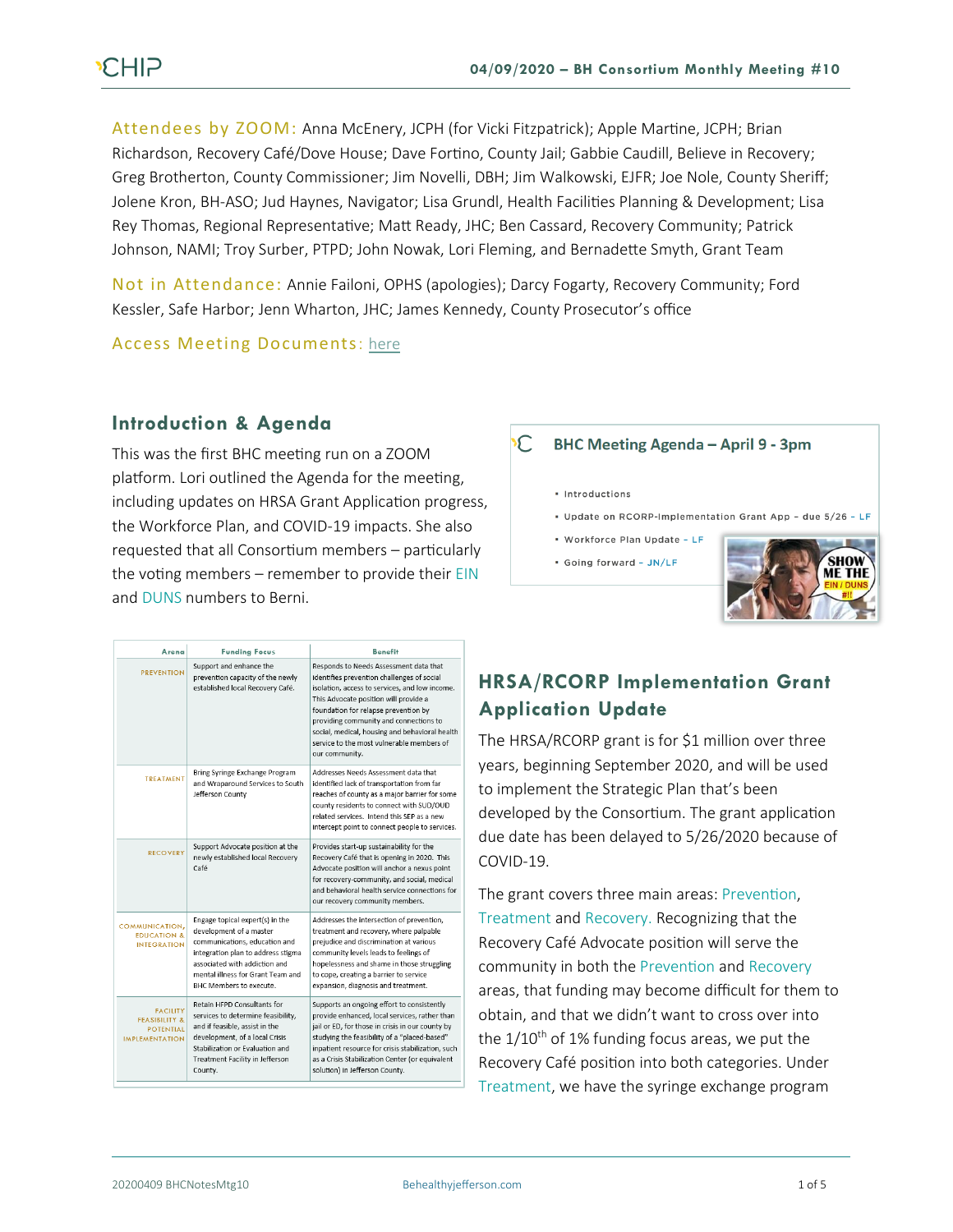**Attendees by ZOOM:** Anna McEnery, JCPH (for Vicki Fitzpatrick); Apple Martine, JCPH; Brian Richardson, Recovery Café/Dove House; Dave Fortino, County Jail; Gabbie Caudill, Believe in Recovery; Greg Brotherton, County Commissioner; Jim Novelli, DBH; Jim Walkowski, EJFR; Joe Nole, County Sheriff; Jolene Kron, BH-ASO; Jud Haynes, Navigator; Lisa Grundl, Health Facilities Planning & Development; Lisa Rey Thomas, Regional Representative; Matt Ready, JHC; Ben Cassard, Recovery Community; Patrick Johnson, NAMI; Troy Surber, PTPD; John Nowak, Lori Fleming, and Bernadette Smyth, Grant Team

**Not in Attendance:** Annie Failoni, OPHS (apologies); Darcy Fogarty, Recovery Community; Ford Kessler, Safe Harbor; Jenn Wharton, JHC; James Kennedy, County Prosecutor's office

**Access Meeting Documents:** here

## Introduction & Agenda

This was the first BHC meeting run on a ZOOM platform. Lori outlined the Agenda for the meeting, including updates on HRSA Grant Application progress, the Workforce Plan, and COVID-19 impacts. She also requested that all Consortium members – particularly the voting members – remember to provide their EIN and DUNS numbers to Berni.

**BHC Meeting Agenda – April 9 - 3pm**

- Introductions
- Update on RCORP-Implementation Grant App – due 5/26 – LF
- Workforce Plan Update – LF
- Going forward – JN/LF

| Arena | Funding Focus | Benefit |
|---|---|---|
| PREVENTION | Support and enhance the prevention capacity of the newly established local Recovery Café. | Responds to Needs Assessment data that identifies prevention challenges of social isolation, access to services, and low income. This Advocate position will provide a foundation for relapse prevention by providing community and connections to social, medical, housing and behavioral health service to the most vulnerable members of our community. |
| TREATMENT | Bring Syringe Exchange Program and Wraparound Services to South Jefferson County | Addresses Needs Assessment data that identified lack of transportation from far reaches of county as a major barrier for some county residents to connect with SUD/OUD related services. Intend this SEP as a new intercept point to connect people to services. |
| RECOVERY | Support Advocate position at the newly established local Recovery Café | Provides start-up sustainability for the Recovery Café that is opening in 2020. This Advocate position will anchor a nexus point for recovery-community, and social, medical and behavioral health service connections for our recovery community members. |
| COMMUNICATION, EDUCATION & INTEGRATION | Engage topical expert(s) in the development of a master communications, education and integration plan to address stigma associated with addiction and mental illness for Grant Team and BHC Members to execute. | Addresses the intersection of prevention, treatment and recovery, where palpable prejudice and discrimination at various community levels leads to feelings of hopelessness and shame in those struggling to cope, creating a barrier to service expansion, diagnosis and treatment. |
| FACILITY FEASIBILITY & POTENTIAL IMPLEMENTATION | Retain HFPD Consultants for services to determine feasibility, and if feasible, assist in the development, of a local Crisis Stabilization or Evaluation and Treatment Facility in Jefferson County. | Supports an ongoing effort to consistently provide enhanced, local services, rather than jail or ED, for those in crisis in our county by studying the feasibility of a "placed-based" inpatient resource for crisis stabilization, such as a Crisis Stabilization Center (or equivalent solution) in Jefferson County. |

## HRSA/RCORP Implementation Grant Application Update

The HRSA/RCORP grant is for $1 million over three years, beginning September 2020, and will be used to implement the Strategic Plan that's been developed by the Consortium. The grant application due date has been delayed to 5/26/2020 because of COVID-19.

The grant covers three main areas: Prevention, Treatment and Recovery. Recognizing that the Recovery Café Advocate position will serve the community in both the Prevention and Recovery areas, that funding may become difficult for them to obtain, and that we didn't want to cross over into the 1/10th of 1% funding focus areas, we put the Recovery Café position into both categories. Under Treatment, we have the syringe exchange program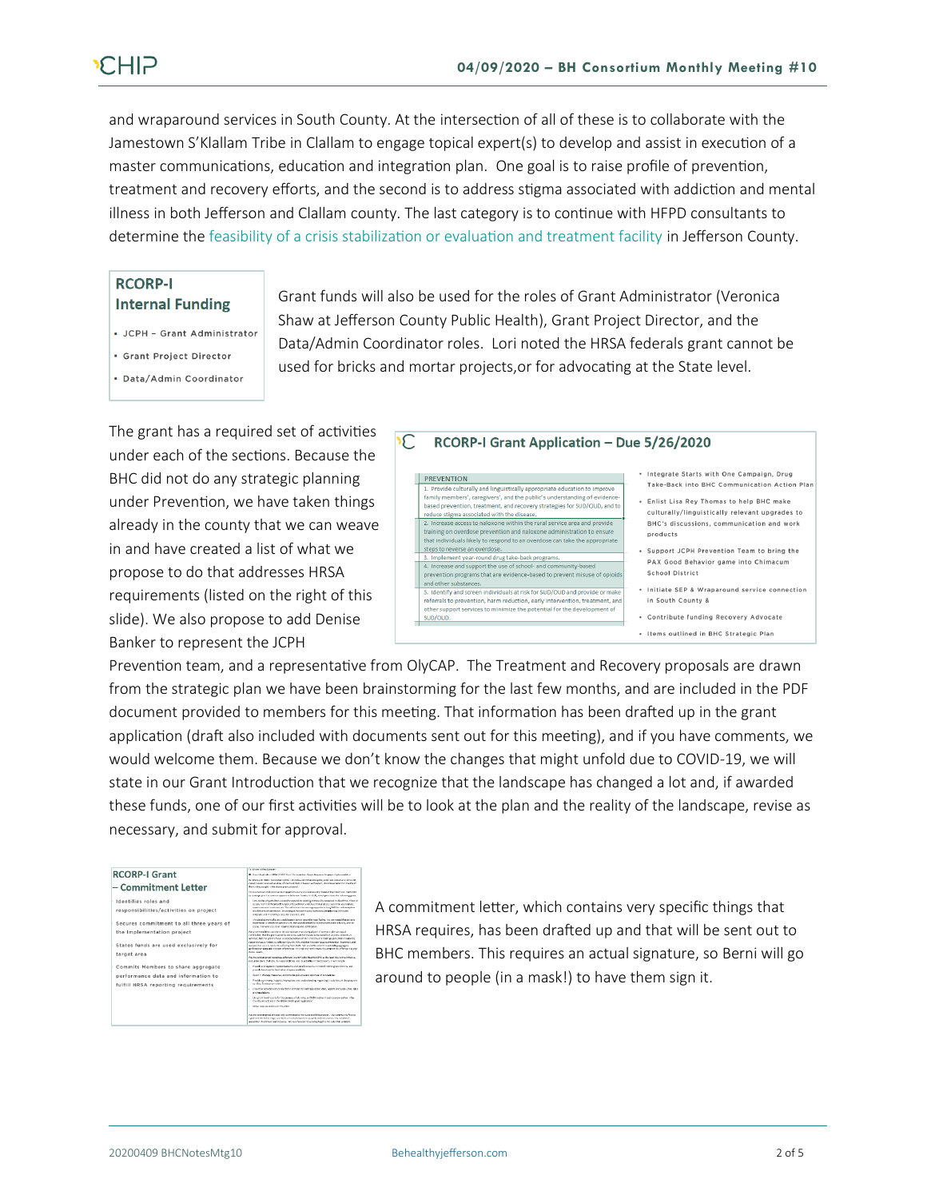and wraparound services in South County. At the intersection of all of these is to collaborate with the Jamestown S'Klallam Tribe in Clallam to engage topical expert(s) to develop and assist in execution of a master communications, education and integration plan. One goal is to raise profile of prevention, treatment and recovery efforts, and the second is to address stigma associated with addiction and mental illness in both Jefferson and Clallam county. The last category is to continue with HFPD consultants to determine the feasibility of a crisis stabilization or evaluation and treatment facility in Jefferson County.

**RCORP-I Internal Funding**

- JCPH – Grant Administrator
- Grant Project Director
- Data/Admin Coordinator

Grant funds will also be used for the roles of Grant Administrator (Veronica Shaw at Jefferson County Public Health), Grant Project Director, and the Data/Admin Coordinator roles. Lori noted the HRSA federals grant cannot be used for bricks and mortar projects,or for advocating at the State level.

The grant has a required set of activities under each of the sections. Because the BHC did not do any strategic planning under Prevention, we have taken things already in the county that we can weave in and have created a list of what we propose to do that addresses HRSA requirements (listed on the right of this slide). We also propose to add Denise Banker to represent the JCPH Prevention team, and a representative from OlyCAP. The Treatment and Recovery proposals are drawn from the strategic plan we have been brainstorming for the last few months, and are included in the PDF document provided to members for this meeting. That information has been drafted up in the grant application (draft also included with documents sent out for this meeting), and if you have comments, we would welcome them. Because we don't know the changes that might unfold due to COVID-19, we will state in our Grant Introduction that we recognize that the landscape has changed a lot and, if awarded these funds, one of our first activities will be to look at the plan and the reality of the landscape, revise as necessary, and submit for approval.

**RCORP-I Grant Application – Due 5/26/2020**

| PREVENTION |
| --- |
| 1. Provide culturally and linguistically appropriate education to improve family members', caregivers', and the public's understanding of evidence-based prevention, treatment, and recovery strategies for SUD/OUD, and to reduce stigma associated with the disease. |
| 2. Increase access to naloxone within the rural service area and provide training on overdose prevention and naloxone administration to ensure that individuals likely to respond to an overdose can take the appropriate steps to reverse an overdose. |
| 3. Implement year-round drug take-back programs. |
| 4. Increase and support the use of school- and community-based prevention programs that are evidence-based to prevent misuse of opioids and other substances. |
| 5. Identify and screen individuals at risk for SUD/OUD and provide or make referrals to prevention, harm reduction, early intervention, treatment, and other support services to minimize the potential for the development of SUD/OUD. |

- Integrate Starts with One Campaign, Drug Take-Back into BHC Communication Action Plan
- Enlist Lisa Rey Thomas to help BHC make culturally/linguistically relevant upgrades to BHC's discussions, communication and work products
- Support JCPH Prevention Team to bring the PAX Good Behavior game into Chimacum School District
- Initiate SEP & Wraparound service connection in South County &
- Contribute funding Recovery Advocate
- Items outlined in BHC Strategic Plan

**RCORP-I Grant – Commitment Letter**

- Identifies roles and responsibilities/activities on project
- Secures commitment to all three years of the implementation project
- States funds are used exclusively for target area
- Commits Members to share aggregate performance data and information to fulfill HRSA reporting requirements

A commitment letter, which contains very specific things that HRSA requires, has been drafted up and that will be sent out to BHC members. This requires an actual signature, so Berni will go around to people (in a mask!) to have them sign it.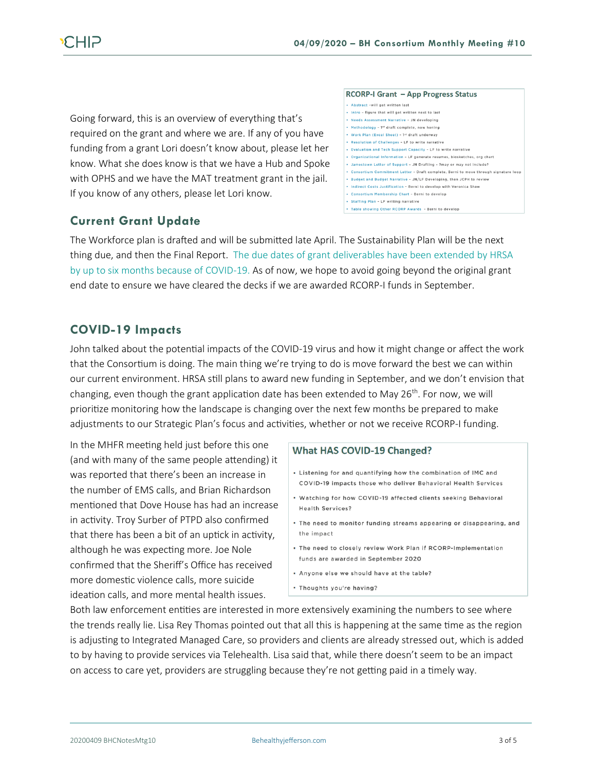Going forward, this is an overview of everything that's required on the grant and where we are. If any of you have funding from a grant Lori doesn't know about, please let her know. What she does know is that we have a Hub and Spoke with OPHS and we have the MAT treatment grant in the jail. If you know of any others, please let Lori know.

**RCORP-I Grant – App Progress Status**

- Abstract –will get written last
- Intro – figure that will get written next to last
- Needs Assessment Narrative – JN developing
- Methodology – 1st draft complete, now honing
- Work Plan (Excel Sheet) – 1st draft underway
- Resolution of Challenges – LF to write narrative
- Evaluation and Tech Support Capacity – LF to write narrative
- Organizational Information – LF generate resumes, biosketches, org chart
- Jamestown Letter of Support – JN Drafting – ?may or may not include?
- Consortium Commitment Letter – Draft complete, Berni to move through signature loop
- Budget and Budget Narrative – JN/LF Developing, then JCPH to review
- Indirect Costs Justification – Berni to develop with Veronica Shaw
- Consortium Membership Chart – Berni to develop
- Staffing Plan – LF writing narrative
- Table showing Other RCORP Awards – Berni to develop

## Current Grant Update

The Workforce plan is drafted and will be submitted late April. The Sustainability Plan will be the next thing due, and then the Final Report. The due dates of grant deliverables have been extended by HRSA by up to six months because of COVID-19. As of now, we hope to avoid going beyond the original grant end date to ensure we have cleared the decks if we are awarded RCORP-I funds in September.

## COVID-19 Impacts

John talked about the potential impacts of the COVID-19 virus and how it might change or affect the work that the Consortium is doing. The main thing we're trying to do is move forward the best we can within our current environment. HRSA still plans to award new funding in September, and we don't envision that changing, even though the grant application date has been extended to May 26th. For now, we will prioritize monitoring how the landscape is changing over the next few months be prepared to make adjustments to our Strategic Plan's focus and activities, whether or not we receive RCORP-I funding.

In the MHFR meeting held just before this one (and with many of the same people attending) it was reported that there's been an increase in the number of EMS calls, and Brian Richardson mentioned that Dove House has had an increase in activity. Troy Surber of PTPD also confirmed that there has been a bit of an uptick in activity, although he was expecting more. Joe Nole confirmed that the Sheriff's Office has received more domestic violence calls, more suicide ideation calls, and more mental health issues. Both law enforcement entities are interested in more extensively examining the numbers to see where the trends really lie. Lisa Rey Thomas pointed out that all this is happening at the same time as the region is adjusting to Integrated Managed Care, so providers and clients are already stressed out, which is added to by having to provide services via Telehealth. Lisa said that, while there doesn't seem to be an impact on access to care yet, providers are struggling because they're not getting paid in a timely way.

**What HAS COVID-19 Changed?**

- Listening for and quantifying how the combination of IMC and COVID-19 impacts those who deliver Behavioral Health Services
- Watching for how COVID-19 affected clients seeking Behavioral Health Services?
- The need to monitor funding streams appearing or disappearing, and the impact
- The need to closely review Work Plan if RCORP-Implementation funds are awarded in September 2020
- Anyone else we should have at the table?
- Thoughts you're having?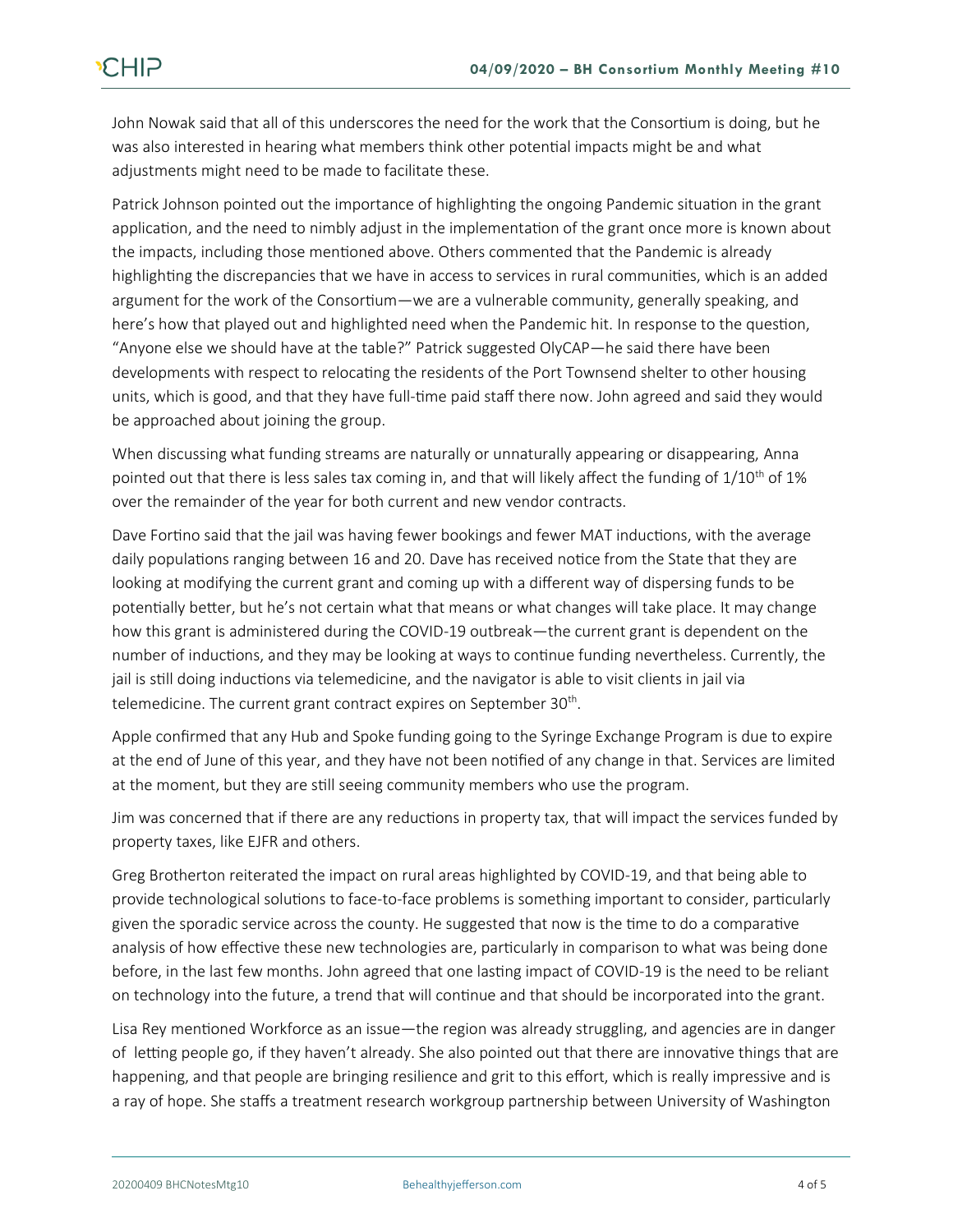John Nowak said that all of this underscores the need for the work that the Consortium is doing, but he was also interested in hearing what members think other potential impacts might be and what adjustments might need to be made to facilitate these.

Patrick Johnson pointed out the importance of highlighting the ongoing Pandemic situation in the grant application, and the need to nimbly adjust in the implementation of the grant once more is known about the impacts, including those mentioned above. Others commented that the Pandemic is already highlighting the discrepancies that we have in access to services in rural communities, which is an added argument for the work of the Consortium—we are a vulnerable community, generally speaking, and here's how that played out and highlighted need when the Pandemic hit. In response to the question, "Anyone else we should have at the table?" Patrick suggested OlyCAP—he said there have been developments with respect to relocating the residents of the Port Townsend shelter to other housing units, which is good, and that they have full-time paid staff there now. John agreed and said they would be approached about joining the group.

When discussing what funding streams are naturally or unnaturally appearing or disappearing, Anna pointed out that there is less sales tax coming in, and that will likely affect the funding of 1/10th of 1% over the remainder of the year for both current and new vendor contracts.

Dave Fortino said that the jail was having fewer bookings and fewer MAT inductions, with the average daily populations ranging between 16 and 20. Dave has received notice from the State that they are looking at modifying the current grant and coming up with a different way of dispersing funds to be potentially better, but he's not certain what that means or what changes will take place. It may change how this grant is administered during the COVID-19 outbreak—the current grant is dependent on the number of inductions, and they may be looking at ways to continue funding nevertheless. Currently, the jail is still doing inductions via telemedicine, and the navigator is able to visit clients in jail via telemedicine. The current grant contract expires on September 30th.

Apple confirmed that any Hub and Spoke funding going to the Syringe Exchange Program is due to expire at the end of June of this year, and they have not been notified of any change in that. Services are limited at the moment, but they are still seeing community members who use the program.

Jim was concerned that if there are any reductions in property tax, that will impact the services funded by property taxes, like EJFR and others.

Greg Brotherton reiterated the impact on rural areas highlighted by COVID-19, and that being able to provide technological solutions to face-to-face problems is something important to consider, particularly given the sporadic service across the county. He suggested that now is the time to do a comparative analysis of how effective these new technologies are, particularly in comparison to what was being done before, in the last few months. John agreed that one lasting impact of COVID-19 is the need to be reliant on technology into the future, a trend that will continue and that should be incorporated into the grant.

Lisa Rey mentioned Workforce as an issue—the region was already struggling, and agencies are in danger of letting people go, if they haven't already. She also pointed out that there are innovative things that are happening, and that people are bringing resilience and grit to this effort, which is really impressive and is a ray of hope. She staffs a treatment research workgroup partnership between University of Washington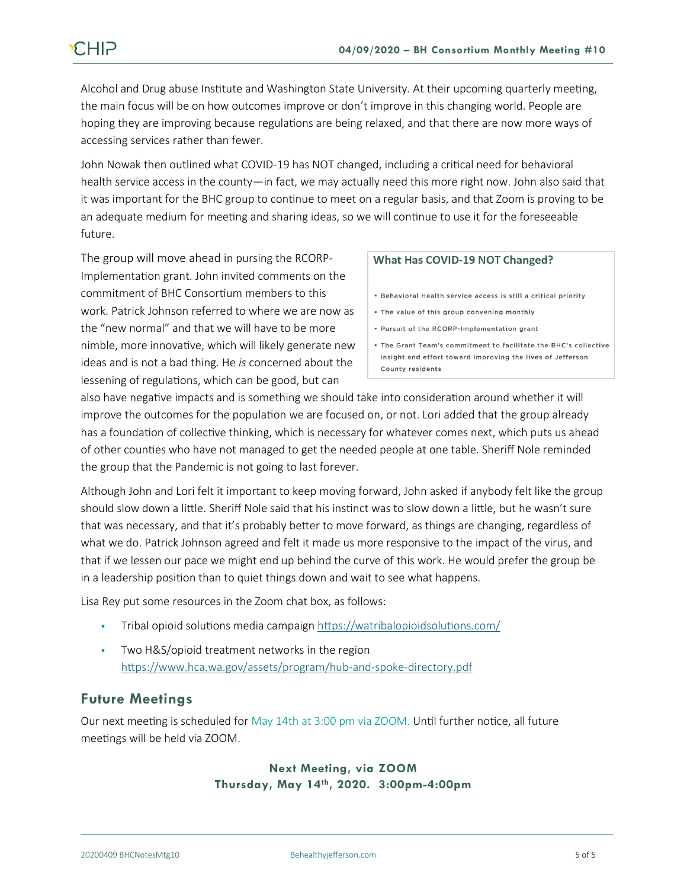Alcohol and Drug abuse Institute and Washington State University. At their upcoming quarterly meeting, the main focus will be on how outcomes improve or don't improve in this changing world. People are hoping they are improving because regulations are being relaxed, and that there are now more ways of accessing services rather than fewer.

John Nowak then outlined what COVID-19 has NOT changed, including a critical need for behavioral health service access in the county—in fact, we may actually need this more right now. John also said that it was important for the BHC group to continue to meet on a regular basis, and that Zoom is proving to be an adequate medium for meeting and sharing ideas, so we will continue to use it for the foreseeable future.

**What Has COVID-19 NOT Changed?**

- Behavioral Health service access is still a critical priority
- The value of this group convening monthly
- Pursuit of the RCORP-Implementation grant
- The Grant Team's commitment to facilitate the BHC's collective insight and effort toward improving the lives of Jefferson County residents

The group will move ahead in pursing the RCORP-Implementation grant. John invited comments on the commitment of BHC Consortium members to this work. Patrick Johnson referred to where we are now as the "new normal" and that we will have to be more nimble, more innovative, which will likely generate new ideas and is not a bad thing. He *is* concerned about the lessening of regulations, which can be good, but can also have negative impacts and is something we should take into consideration around whether it will improve the outcomes for the population we are focused on, or not. Lori added that the group already has a foundation of collective thinking, which is necessary for whatever comes next, which puts us ahead of other counties who have not managed to get the needed people at one table. Sheriff Nole reminded the group that the Pandemic is not going to last forever.

Although John and Lori felt it important to keep moving forward, John asked if anybody felt like the group should slow down a little. Sheriff Nole said that his instinct was to slow down a little, but he wasn't sure that was necessary, and that it's probably better to move forward, as things are changing, regardless of what we do. Patrick Johnson agreed and felt it made us more responsive to the impact of the virus, and that if we lessen our pace we might end up behind the curve of this work. He would prefer the group be in a leadership position than to quiet things down and wait to see what happens.

Lisa Rey put some resources in the Zoom chat box, as follows:

- Tribal opioid solutions media campaign https://watribalopioidsolutions.com/
- Two H&S/opioid treatment networks in the region https://www.hca.wa.gov/assets/program/hub-and-spoke-directory.pdf

## Future Meetings

Our next meeting is scheduled for May 14th at 3:00 pm via ZOOM. Until further notice, all future meetings will be held via ZOOM.

**Next Meeting, via ZOOM**
**Thursday, May 14th, 2020. 3:00pm-4:00pm**